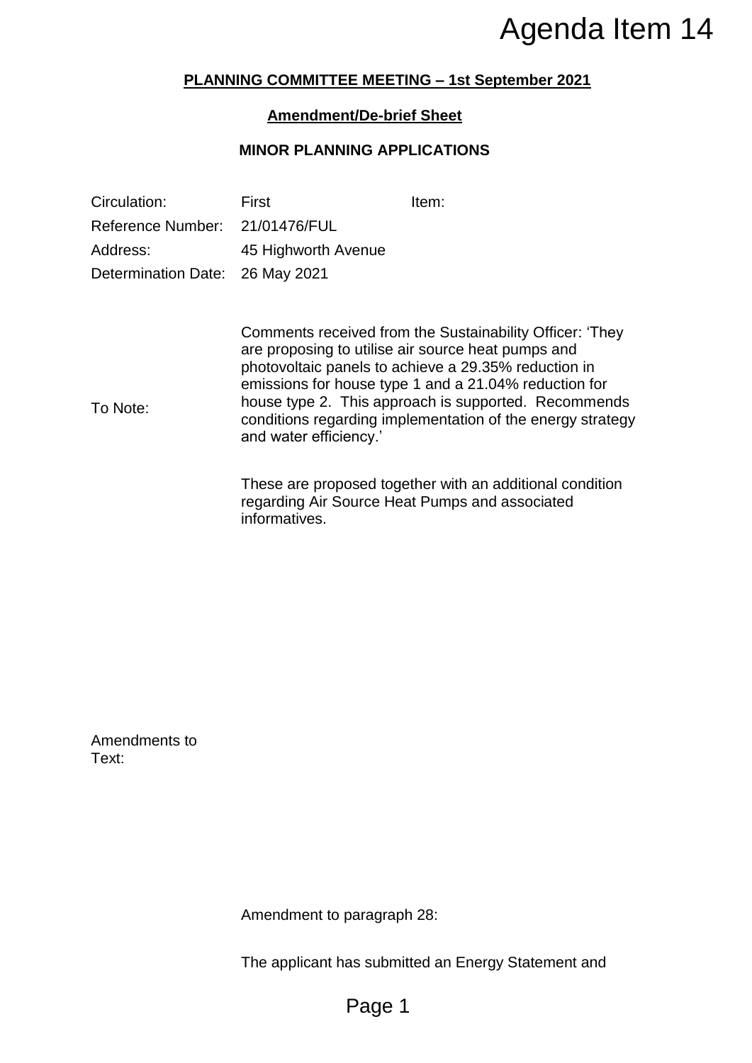# Agenda Item 14

**PLANNING COMMITTEE MEETING – 1st September 2021**

**Amendment/De-brief Sheet**

**MINOR PLANNING APPLICATIONS**

| | | |
|---|---|---|
| Circulation: | First | Item: |
| Reference Number: | 21/01476/FUL | |
| Address: | 45 Highworth Avenue | |
| Determination Date: | 26 May 2021 | |

To Note:

Comments received from the Sustainability Officer: 'They are proposing to utilise air source heat pumps and photovoltaic panels to achieve a 29.35% reduction in emissions for house type 1 and a 21.04% reduction for house type 2. This approach is supported. Recommends conditions regarding implementation of the energy strategy and water efficiency.'

These are proposed together with an additional condition regarding Air Source Heat Pumps and associated informatives.

Amendments to Text:

Amendment to paragraph 28:

The applicant has submitted an Energy Statement and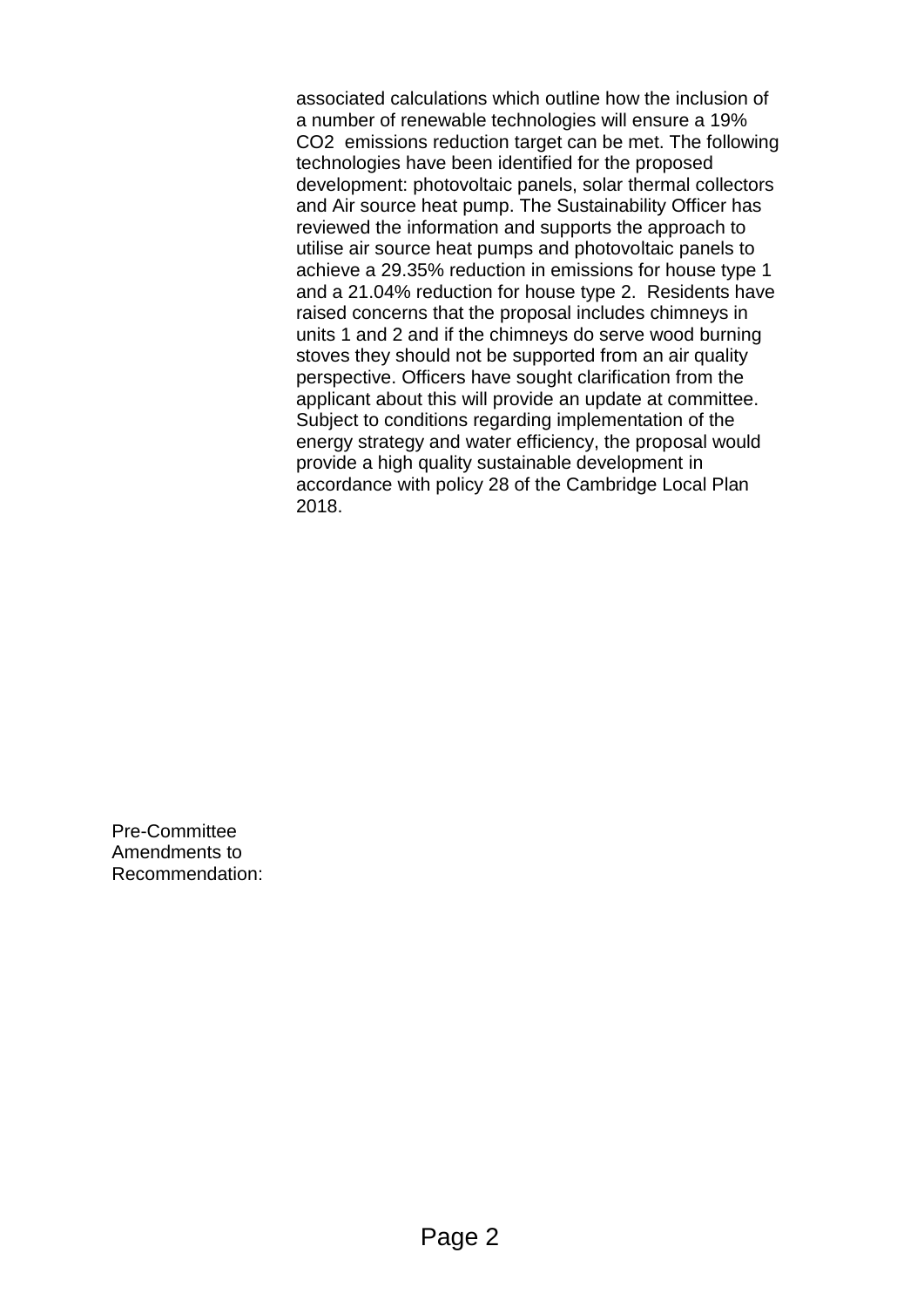associated calculations which outline how the inclusion of a number of renewable technologies will ensure a 19% $CO_2$ emissions reduction target can be met. The following technologies have been identified for the proposed development: photovoltaic panels, solar thermal collectors and Air source heat pump. The Sustainability Officer has reviewed the information and supports the approach to utilise air source heat pumps and photovoltaic panels to achieve a 29.35% reduction in emissions for house type 1 and a 21.04% reduction for house type 2. Residents have raised concerns that the proposal includes chimneys in units 1 and 2 and if the chimneys do serve wood burning stoves they should not be supported from an air quality perspective. Officers have sought clarification from the applicant about this will provide an update at committee. Subject to conditions regarding implementation of the energy strategy and water efficiency, the proposal would provide a high quality sustainable development in accordance with policy 28 of the Cambridge Local Plan 2018.

Pre-Committee Amendments to Recommendation: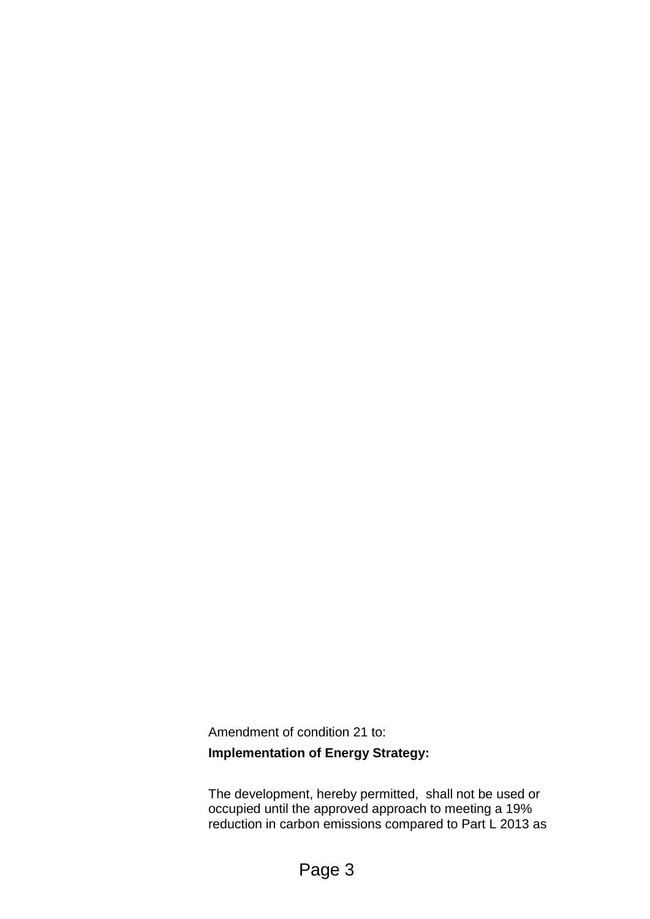Amendment of condition 21 to:

**Implementation of Energy Strategy:**

The development, hereby permitted, shall not be used or occupied until the approved approach to meeting a 19% reduction in carbon emissions compared to Part L 2013 as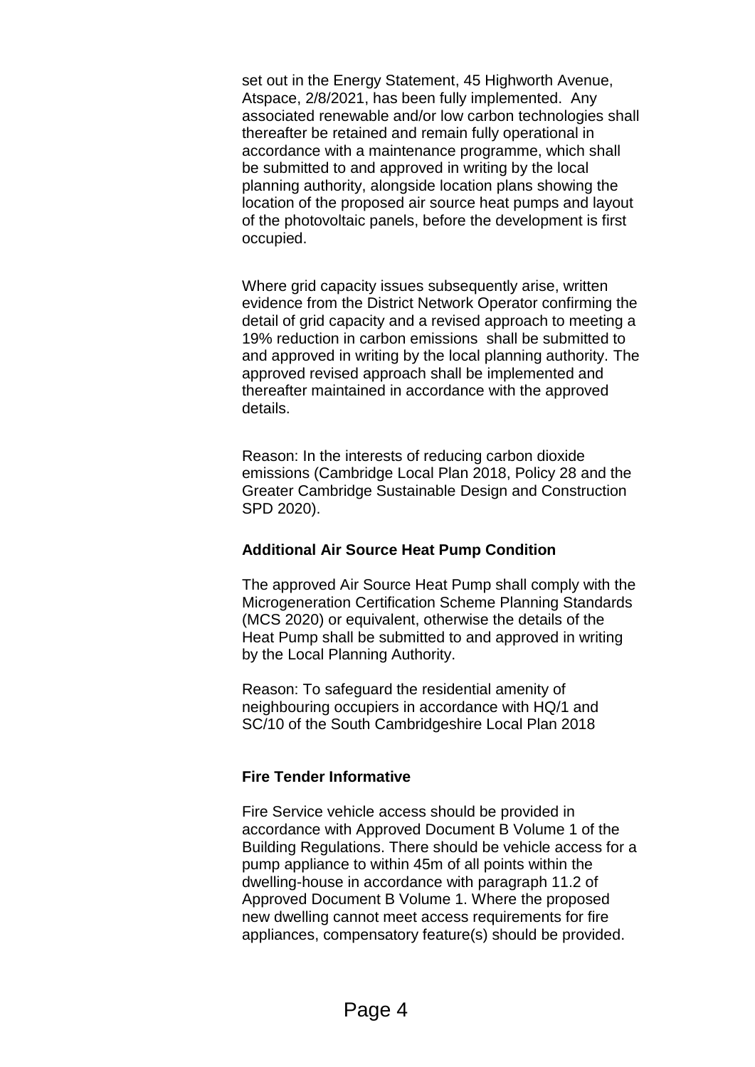set out in the Energy Statement, 45 Highworth Avenue, Atspace, 2/8/2021, has been fully implemented. Any associated renewable and/or low carbon technologies shall thereafter be retained and remain fully operational in accordance with a maintenance programme, which shall be submitted to and approved in writing by the local planning authority, alongside location plans showing the location of the proposed air source heat pumps and layout of the photovoltaic panels, before the development is first occupied.

Where grid capacity issues subsequently arise, written evidence from the District Network Operator confirming the detail of grid capacity and a revised approach to meeting a 19% reduction in carbon emissions shall be submitted to and approved in writing by the local planning authority. The approved revised approach shall be implemented and thereafter maintained in accordance with the approved details.

Reason: In the interests of reducing carbon dioxide emissions (Cambridge Local Plan 2018, Policy 28 and the Greater Cambridge Sustainable Design and Construction SPD 2020).

**Additional Air Source Heat Pump Condition**

The approved Air Source Heat Pump shall comply with the Microgeneration Certification Scheme Planning Standards (MCS 2020) or equivalent, otherwise the details of the Heat Pump shall be submitted to and approved in writing by the Local Planning Authority.

Reason: To safeguard the residential amenity of neighbouring occupiers in accordance with HQ/1 and SC/10 of the South Cambridgeshire Local Plan 2018

**Fire Tender Informative**

Fire Service vehicle access should be provided in accordance with Approved Document B Volume 1 of the Building Regulations. There should be vehicle access for a pump appliance to within 45m of all points within the dwelling-house in accordance with paragraph 11.2 of Approved Document B Volume 1. Where the proposed new dwelling cannot meet access requirements for fire appliances, compensatory feature(s) should be provided.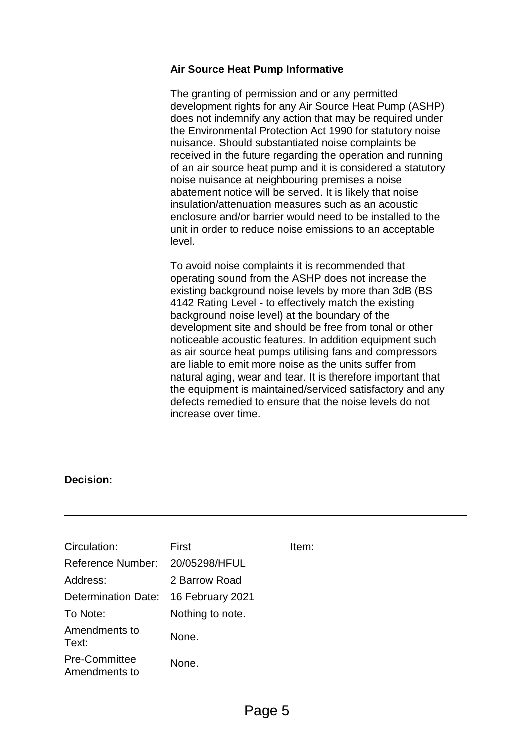**Air Source Heat Pump Informative**

The granting of permission and or any permitted development rights for any Air Source Heat Pump (ASHP) does not indemnify any action that may be required under the Environmental Protection Act 1990 for statutory noise nuisance. Should substantiated noise complaints be received in the future regarding the operation and running of an air source heat pump and it is considered a statutory noise nuisance at neighbouring premises a noise abatement notice will be served. It is likely that noise insulation/attenuation measures such as an acoustic enclosure and/or barrier would need to be installed to the unit in order to reduce noise emissions to an acceptable level.

To avoid noise complaints it is recommended that operating sound from the ASHP does not increase the existing background noise levels by more than 3dB (BS 4142 Rating Level - to effectively match the existing background noise level) at the boundary of the development site and should be free from tonal or other noticeable acoustic features. In addition equipment such as air source heat pumps utilising fans and compressors are liable to emit more noise as the units suffer from natural aging, wear and tear. It is therefore important that the equipment is maintained/serviced satisfactory and any defects remedied to ensure that the noise levels do not increase over time.

**Decision:**

---

| Circulation: | First | Item: |
|---|---|---|
| Reference Number: | 20/05298/HFUL | |
| Address: | 2 Barrow Road | |
| Determination Date: | 16 February 2021 | |
| To Note: | Nothing to note. | |
| Amendments to Text: | None. | |
| Pre-Committee Amendments to | None. | |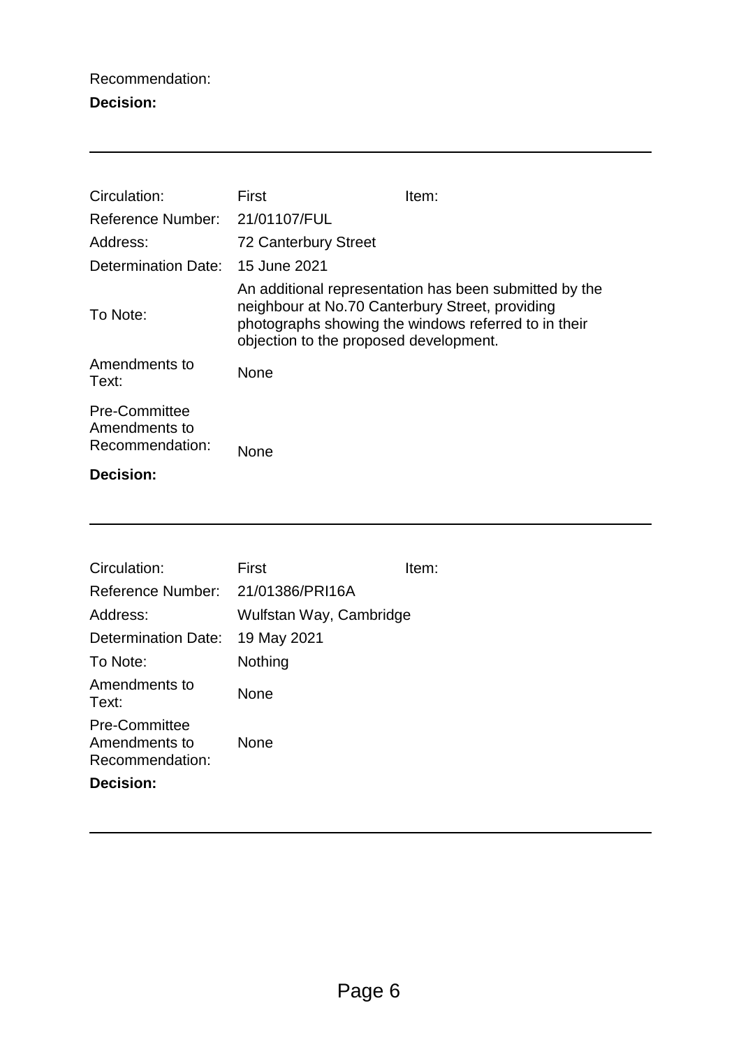Recommendation:

**Decision:**

---

| | | |
|---|---|---|
| Circulation: | First | Item: |
| Reference Number: | 21/01107/FUL | |
| Address: | 72 Canterbury Street | |
| Determination Date: | 15 June 2021 | |
| To Note: | An additional representation has been submitted by the neighbour at No.70 Canterbury Street, providing photographs showing the windows referred to in their objection to the proposed development. | |
| Amendments to Text: | None | |
| Pre-Committee Amendments to Recommendation: | None | |
| **Decision:** | | |

---

| | | |
|---|---|---|
| Circulation: | First | Item: |
| Reference Number: | 21/01386/PRI16A | |
| Address: | Wulfstan Way, Cambridge | |
| Determination Date: | 19 May 2021 | |
| To Note: | Nothing | |
| Amendments to Text: | None | |
| Pre-Committee Amendments to Recommendation: | None | |
| **Decision:** | | |

---